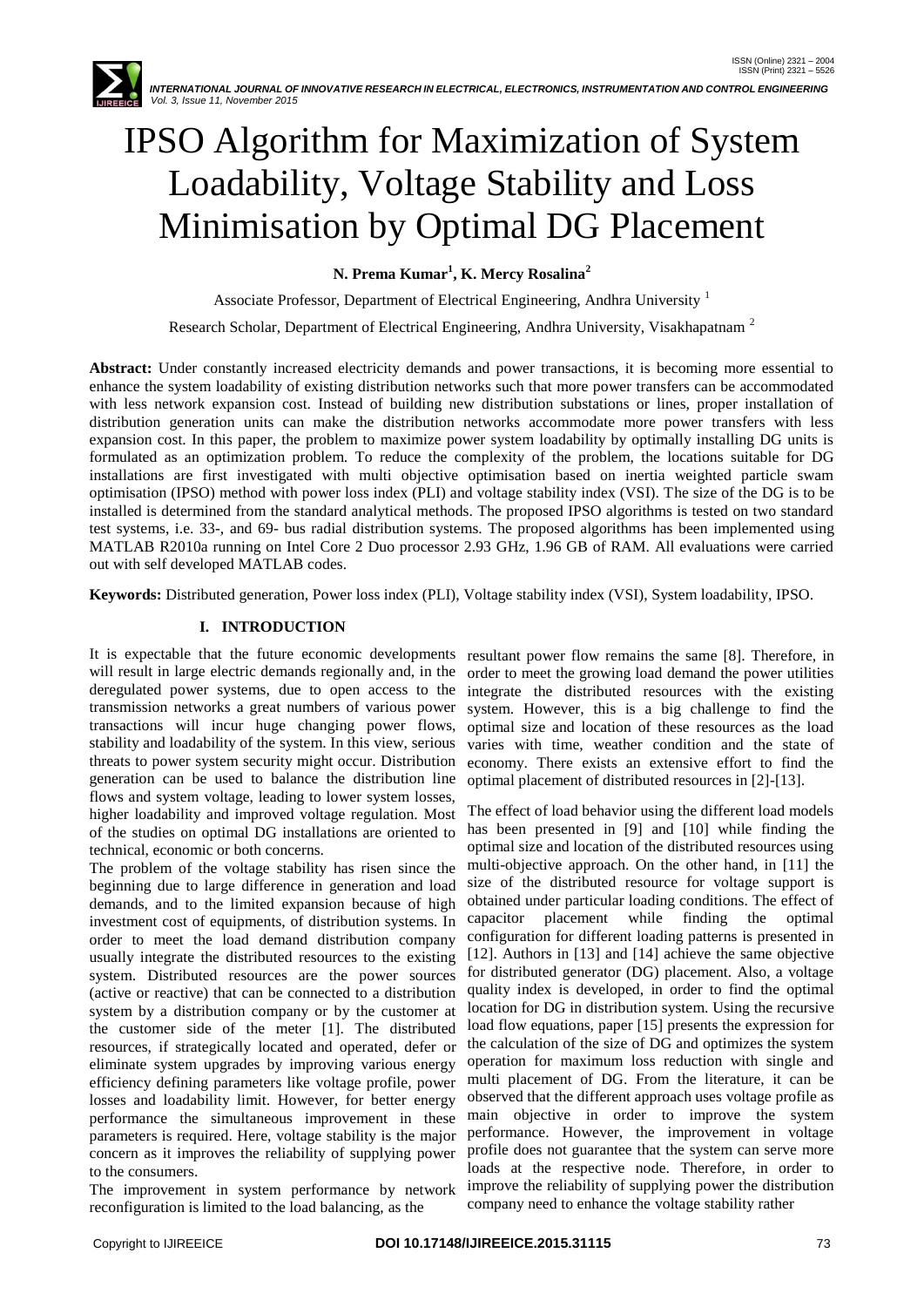# IPSO Algorithm for Maximization of System Loadability, Voltage Stability and Loss Minimisation by Optimal DG Placement

**N. Prema Kumar[1], K. Mercy Rosalina[2]**

Associate Professor, Department of Electrical Engineering, Andhra University [1]

Research Scholar, Department of Electrical Engineering, Andhra University, Visakhapatnam [2]

**Abstract:** Under constantly increased electricity demands and power transactions, it is becoming more essential to enhance the system loadability of existing distribution networks such that more power transfers can be accommodated with less network expansion cost. Instead of building new distribution substations or lines, proper installation of distribution generation units can make the distribution networks accommodate more power transfers with less expansion cost. In this paper, the problem to maximize power system loadability by optimally installing DG units is formulated as an optimization problem. To reduce the complexity of the problem, the locations suitable for DG installations are first investigated with multi objective optimisation based on inertia weighted particle swam optimisation (IPSO) method with power loss index (PLI) and voltage stability index (VSI). The size of the DG is to be installed is determined from the standard analytical methods. The proposed IPSO algorithms is tested on two standard test systems, i.e. 33-, and 69- bus radial distribution systems. The proposed algorithms has been implemented using MATLAB R2010a running on Intel Core 2 Duo processor 2.93 GHz, 1.96 GB of RAM. All evaluations were carried out with self developed MATLAB codes.

**Keywords:** Distributed generation, Power loss index (PLI), Voltage stability index (VSI), System loadability, IPSO.

## I. INTRODUCTION

It is expectable that the future economic developments will result in large electric demands regionally and, in the deregulated power systems, due to open access to the transmission networks a great numbers of various power transactions will incur huge changing power flows, stability and loadability of the system. In this view, serious threats to power system security might occur. Distribution generation can be used to balance the distribution line flows and system voltage, leading to lower system losses, higher loadability and improved voltage regulation. Most of the studies on optimal DG installations are oriented to technical, economic or both concerns.

The problem of the voltage stability has risen since the beginning due to large difference in generation and load demands, and to the limited expansion because of high investment cost of equipments, of distribution systems. In order to meet the load demand distribution company usually integrate the distributed resources to the existing system. Distributed resources are the power sources (active or reactive) that can be connected to a distribution system by a distribution company or by the customer at the customer side of the meter [1]. The distributed resources, if strategically located and operated, defer or eliminate system upgrades by improving various energy efficiency defining parameters like voltage profile, power losses and loadability limit. However, for better energy performance the simultaneous improvement in these parameters is required. Here, voltage stability is the major concern as it improves the reliability of supplying power to the consumers.

The improvement in system performance by network reconfiguration is limited to the load balancing, as the resultant power flow remains the same [8]. Therefore, in order to meet the growing load demand the power utilities integrate the distributed resources with the existing system. However, this is a big challenge to find the optimal size and location of these resources as the load varies with time, weather condition and the state of economy. There exists an extensive effort to find the optimal placement of distributed resources in [2]-[13].

The effect of load behavior using the different load models has been presented in [9] and [10] while finding the optimal size and location of the distributed resources using multi-objective approach. On the other hand, in [11] the size of the distributed resource for voltage support is obtained under particular loading conditions. The effect of capacitor placement while finding the optimal configuration for different loading patterns is presented in [12]. Authors in [13] and [14] achieve the same objective for distributed generator (DG) placement. Also, a voltage quality index is developed, in order to find the optimal location for DG in distribution system. Using the recursive load flow equations, paper [15] presents the expression for the calculation of the size of DG and optimizes the system operation for maximum loss reduction with single and multi placement of DG. From the literature, it can be observed that the different approach uses voltage profile as main objective in order to improve the system performance. However, the improvement in voltage profile does not guarantee that the system can serve more loads at the respective node. Therefore, in order to improve the reliability of supplying power the distribution company need to enhance the voltage stability rather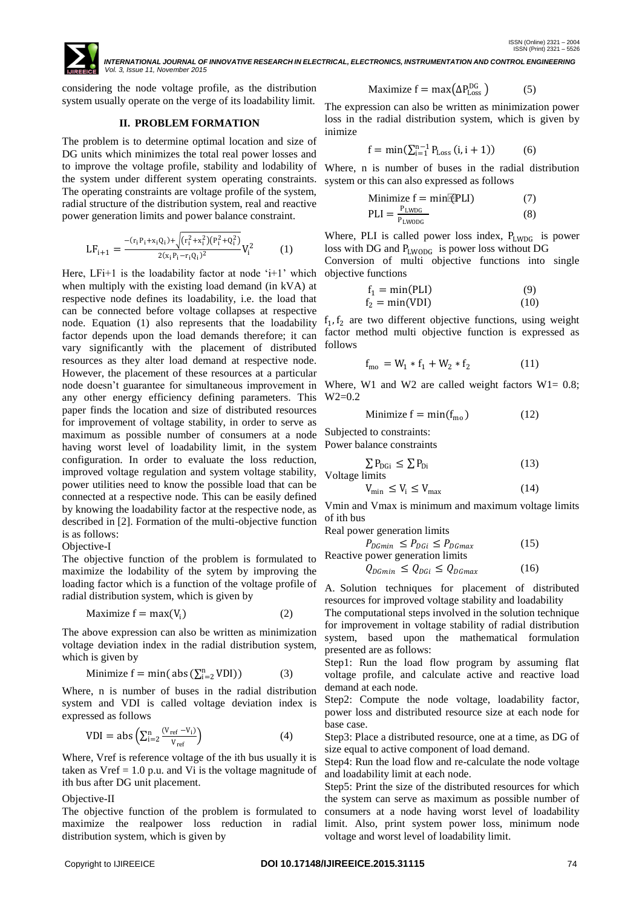considering the node voltage profile, as the distribution system usually operate on the verge of its loadability limit.

## II. PROBLEM FORMATION

The problem is to determine optimal location and size of DG units which minimizes the total real power losses and to improve the voltage profile, stability and lodability of the system under different system operating constraints. The operating constraints are voltage profile of the system, radial structure of the distribution system, real and reactive power generation limits and power balance constraint.

$$LF_{i+1} = \frac{-(r_i P_i + x_i Q_i) + \sqrt{(r_i^2 + x_i^2)(P_i^2 + Q_i^2)}}{2(x_i P_i - r_i Q_i)^2} V_i^2 \qquad (1)$$

Here, LFi+1 is the loadability factor at node 'i+1' which when multiply with the existing load demand (in kVA) at respective node defines its loadability, i.e. the load that can be connected before voltage collapses at respective node. Equation (1) also represents that the loadability factor depends upon the load demands therefore; it can vary significantly with the placement of distributed resources as they alter load demand at respective node. However, the placement of these resources at a particular node doesn't guarantee for simultaneous improvement in any other energy efficiency defining parameters. This paper finds the location and size of distributed resources for improvement of voltage stability, in order to serve as maximum as possible number of consumers at a node having worst level of loadability limit, in the system configuration. In order to evaluate the loss reduction, improved voltage regulation and system voltage stability, power utilities need to know the possible load that can be connected at a respective node. This can be easily defined by knowing the loadability factor at the respective node, as described in [2]. Formation of the multi-objective function is as follows:

Objective-I

The objective function of the problem is formulated to maximize the lodability of the sytem by improving the loading factor which is a function of the voltage profile of radial distribution system, which is given by

$$\text{Maximize } f = \max(V_i) \qquad (2)$$

The above expression can also be written as minimization voltage deviation index in the radial distribution system, which is given by

$$\text{Minimize } f = \min(\text{abs}(\textstyle\sum_{i=2}^{n} \text{VDI})) \qquad (3)$$

Where, n is number of buses in the radial distribution system and VDI is called voltage deviation index is expressed as follows

$$\text{VDI} = \text{abs}\left(\sum_{i=2}^{n} \frac{(V_{ref} - V_i)}{V_{ref}}\right) \qquad (4)$$

Where, Vref is reference voltage of the ith bus usually it is taken as Vref = 1.0 p.u. and Vi is the voltage magnitude of ith bus after DG unit placement.

Objective-II

The objective function of the problem is formulated to maximize the realpower loss reduction in radial distribution system, which is given by

$$\text{Maximize } f = \max(\Delta P_{Loss}^{DG}) \qquad (5)$$

The expression can also be written as minimization power loss in the radial distribution system, which is given by inimize

$$f = \min(\textstyle\sum_{i=1}^{n-1} P_{Loss}(i, i+1)) \qquad (6)$$

Where, n is number of buses in the radial distribution system or this can also expressed as follows

$$\text{Minimize } f = \min(\text{PLI}) \qquad (7)$$

$$\text{PLI} = \frac{P_{LWDG}}{P_{LWODG}} \qquad (8)$$

Where, PLI is called power loss index, $P_{LWDG}$ is power loss with DG and $P_{LWODG}$ is power loss without DG

Conversion of multi objective functions into single objective functions

$$f_1 = \min(\text{PLI}) \qquad (9)$$

$$f_2 = \min(\text{VDI}) \qquad (10)$$

$f_1, f_2$ are two different objective functions, using weight factor method multi objective function is expressed as follows

$$f_{mo} = W_1 * f_1 + W_2 * f_2 \qquad (11)$$

Where, W1 and W2 are called weight factors W1= 0.8; W2=0.2

$$\text{Minimize } f = \min(f_{mo}) \qquad (12)$$

Subjected to constraints:

Power balance constraints

$$\sum P_{DGi} \leq \sum P_{Di} \qquad (13)$$

Voltage limits

$$V_{min} \leq V_i \leq V_{max} \qquad (14)$$

Vmin and Vmax is minimum and maximum voltage limits of ith bus

Real power generation limits

$$P_{DGmin} \leq P_{DGi} \leq P_{DGmax} \qquad (15)$$

Reactive power generation limits

$$Q_{DGmin} \leq Q_{DGi} \leq Q_{DGmax} \qquad (16)$$

A. Solution techniques for placement of distributed resources for improved voltage stability and loadability

The computational steps involved in the solution technique for improvement in voltage stability of radial distribution system, based upon the mathematical formulation presented are as follows:

Step1: Run the load flow program by assuming flat voltage profile, and calculate active and reactive load demand at each node.

Step2: Compute the node voltage, loadability factor, power loss and distributed resource size at each node for base case.

Step3: Place a distributed resource, one at a time, as DG of size equal to active component of load demand.

Step4: Run the load flow and re-calculate the node voltage and loadability limit at each node.

Step5: Print the size of the distributed resources for which the system can serve as maximum as possible number of consumers at a node having worst level of loadability limit. Also, print system power loss, minimum node voltage and worst level of loadability limit.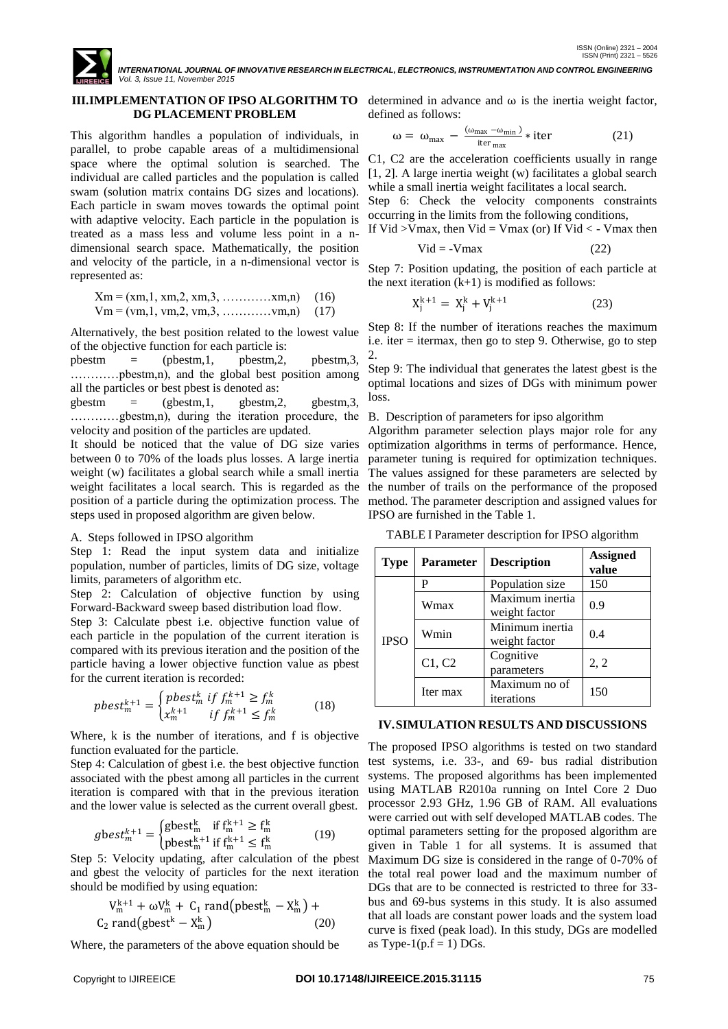## III. IMPLEMENTATION OF IPSO ALGORITHM TO DG PLACEMENT PROBLEM

This algorithm handles a population of individuals, in parallel, to probe capable areas of a multidimensional space where the optimal solution is searched. The individual are called particles and the population is called swam (solution matrix contains DG sizes and locations). Each particle in swam moves towards the optimal point with adaptive velocity. Each particle in the population is treated as a mass less and volume less point in a n-dimensional search space. Mathematically, the position and velocity of the particle, in a n-dimensional vector is represented as:

$$Xm = (xm,1,\ xm,2,\ xm,3,\ \ldots\ldots\ldots\ldots xm,n) \quad (16)$$

$$Vm = (vm,1,\ vm,2,\ vm,3,\ \ldots\ldots\ldots\ldots vm,n) \quad (17)$$

Alternatively, the best position related to the lowest value of the objective function for each particle is:
pbestm = (pbestm,1, pbestm,2, pbestm,3, …………pbestm,n), and the global best position among all the particles or best pbest is denoted as:
gbestm = (gbestm,1, gbestm,2, gbestm,3, …………gbestm,n), during the iteration procedure, the velocity and position of the particles are updated.

It should be noticed that the value of DG size varies between 0 to 70% of the loads plus losses. A large inertia weight (w) facilitates a global search while a small inertia weight facilitates a local search. This is regarded as the position of a particle during the optimization process. The steps used in proposed algorithm are given below.

### A. Steps followed in IPSO algorithm

Step 1: Read the input system data and initialize population, number of particles, limits of DG size, voltage limits, parameters of algorithm etc.

Step 2: Calculation of objective function by using Forward-Backward sweep based distribution load flow.

Step 3: Calculate pbest i.e. objective function value of each particle in the population of the current iteration is compared with its previous iteration and the position of the particle having a lower objective function value as pbest for the current iteration is recorded:

$$pbest_m^{k+1} = \begin{cases} pbest_m^k & if\ f_m^{k+1} \geq f_m^k \\ x_m^{k+1} & if\ f_m^{k+1} \leq f_m^k \end{cases} \quad (18)$$

Where, k is the number of iterations, and f is objective function evaluated for the particle.

Step 4: Calculation of gbest i.e. the best objective function associated with the pbest among all particles in the current iteration is compared with that in the previous iteration and the lower value is selected as the current overall gbest.

$$gbest_m^{k+1} = \begin{cases} \mathrm{gbest}_\mathrm{m}^\mathrm{k} & \mathrm{if}\ \mathrm{f}_\mathrm{m}^{\mathrm{k}+1} \geq \mathrm{f}_\mathrm{m}^\mathrm{k} \\ \mathrm{pbest}_\mathrm{m}^{\mathrm{k}+1} & \mathrm{if}\ \mathrm{f}_\mathrm{m}^{\mathrm{k}+1} \leq \mathrm{f}_\mathrm{m}^\mathrm{k} \end{cases} \quad (19)$$

Step 5: Velocity updating, after calculation of the pbest and gbest the velocity of particles for the next iteration should be modified by using equation:

$$\mathrm{V}_\mathrm{m}^{\mathrm{k}+1} + \omega \mathrm{V}_\mathrm{m}^\mathrm{k} + \mathrm{C}_1\ \mathrm{rand}\left(\mathrm{pbest}_\mathrm{m}^\mathrm{k} - \mathrm{X}_\mathrm{m}^\mathrm{k}\right) + \mathrm{C}_2\ \mathrm{rand}\left(\mathrm{gbest}^\mathrm{k} - \mathrm{X}_\mathrm{m}^\mathrm{k}\right) \quad (20)$$

Where, the parameters of the above equation should be determined in advance and ω is the inertia weight factor, defined as follows:

$$\omega = \omega_{\max} - \frac{(\omega_{\max} - \omega_{\min})}{\mathrm{iter}_{\max}} * \mathrm{iter} \quad (21)$$

C1, C2 are the acceleration coefficients usually in range [1, 2]. A large inertia weight (w) facilitates a global search while a small inertia weight facilitates a local search.

Step 6: Check the velocity components constraints occurring in the limits from the following conditions,
If Vid >Vmax, then Vid = Vmax (or) If Vid < - Vmax then

$$Vid = -Vmax \quad (22)$$

Step 7: Position updating, the position of each particle at the next iteration (k+1) is modified as follows:

$$\mathrm{X}_\mathrm{j}^{\mathrm{k}+1} = \mathrm{X}_\mathrm{j}^\mathrm{k} + \mathrm{V}_\mathrm{j}^{\mathrm{k}+1} \quad (23)$$

Step 8: If the number of iterations reaches the maximum i.e. iter = itermax, then go to step 9. Otherwise, go to step 2.

Step 9: The individual that generates the latest gbest is the optimal locations and sizes of DGs with minimum power loss.

### B. Description of parameters for ipso algorithm

Algorithm parameter selection plays major role for any optimization algorithms in terms of performance. Hence, parameter tuning is required for optimization techniques. The values assigned for these parameters are selected by the number of trails on the performance of the proposed method. The parameter description and assigned values for IPSO are furnished in the Table 1.

TABLE I Parameter description for IPSO algorithm

| Type | Parameter | Description | Assigned value |
|---|---|---|---|
| IPSO | P | Population size | 150 |
| | Wmax | Maximum inertia weight factor | 0.9 |
| | Wmin | Minimum inertia weight factor | 0.4 |
| | C1, C2 | Cognitive parameters | 2, 2 |
| | Iter max | Maximum no of iterations | 150 |

## IV. SIMULATION RESULTS AND DISCUSSIONS

The proposed IPSO algorithms is tested on two standard test systems, i.e. 33-, and 69- bus radial distribution systems. The proposed algorithms has been implemented using MATLAB R2010a running on Intel Core 2 Duo processor 2.93 GHz, 1.96 GB of RAM. All evaluations were carried out with self developed MATLAB codes. The optimal parameters setting for the proposed algorithm are given in Table 1 for all systems. It is assumed that Maximum DG size is considered in the range of 0-70% of the total real power load and the maximum number of DGs that are to be connected is restricted to three for 33-bus and 69-bus systems in this study. It is also assumed that all loads are constant power loads and the system load curve is fixed (peak load). In this study, DGs are modelled as Type-1(p.f = 1) DGs.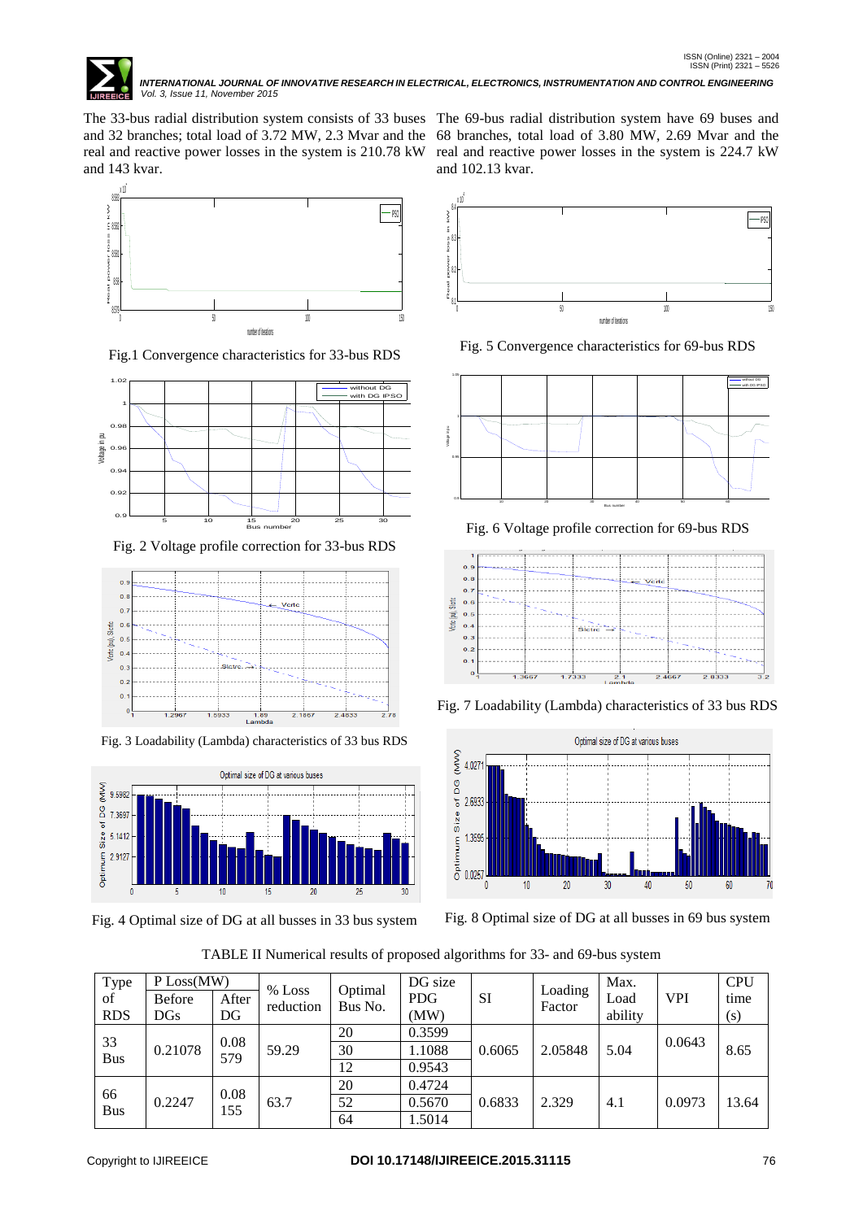The 33-bus radial distribution system consists of 33 buses and 32 branches; total load of 3.72 MW, 2.3 Mvar and the real and reactive power losses in the system is 210.78 kW and 143 kvar.

Fig.1 Convergence characteristics for 33-bus RDS

Fig. 2 Voltage profile correction for 33-bus RDS

Fig. 3 Loadability (Lambda) characteristics of 33 bus RDS

Fig. 4 Optimal size of DG at all busses in 33 bus system

The 69-bus radial distribution system have 69 buses and 68 branches, total load of 3.80 MW, 2.69 Mvar and the real and reactive power losses in the system is 224.7 kW and 102.13 kvar.

Fig. 5 Convergence characteristics for 69-bus RDS

Fig. 6 Voltage profile correction for 69-bus RDS

Fig. 7 Loadability (Lambda) characteristics of 33 bus RDS

Fig. 8 Optimal size of DG at all busses in 69 bus system

TABLE II Numerical results of proposed algorithms for 33- and 69-bus system

| Type of RDS | P Loss(MW) | | % Loss reduction | Optimal Bus No. | DG size PDG (MW) | SI | Loading Factor | Max. Load ability | VPI | CPU time (s) |
|---|---|---|---|---|---|---|---|---|---|---|
| | Before DGs | After DG | | | | | | | | |
| 33 Bus | 0.21078 | 0.08579 | 59.29 | 20 | 0.3599 | 0.6065 | 2.05848 | 5.04 | 0.0643 | 8.65 |
| | | | | 30 | 1.1088 | | | | | |
| | | | | 12 | 0.9543 | | | | | |
| 66 Bus | 0.2247 | 0.08155 | 63.7 | 20 | 0.4724 | 0.6833 | 2.329 | 4.1 | 0.0973 | 13.64 |
| | | | | 52 | 0.5670 | | | | | |
| | | | | 64 | 1.5014 | | | | | |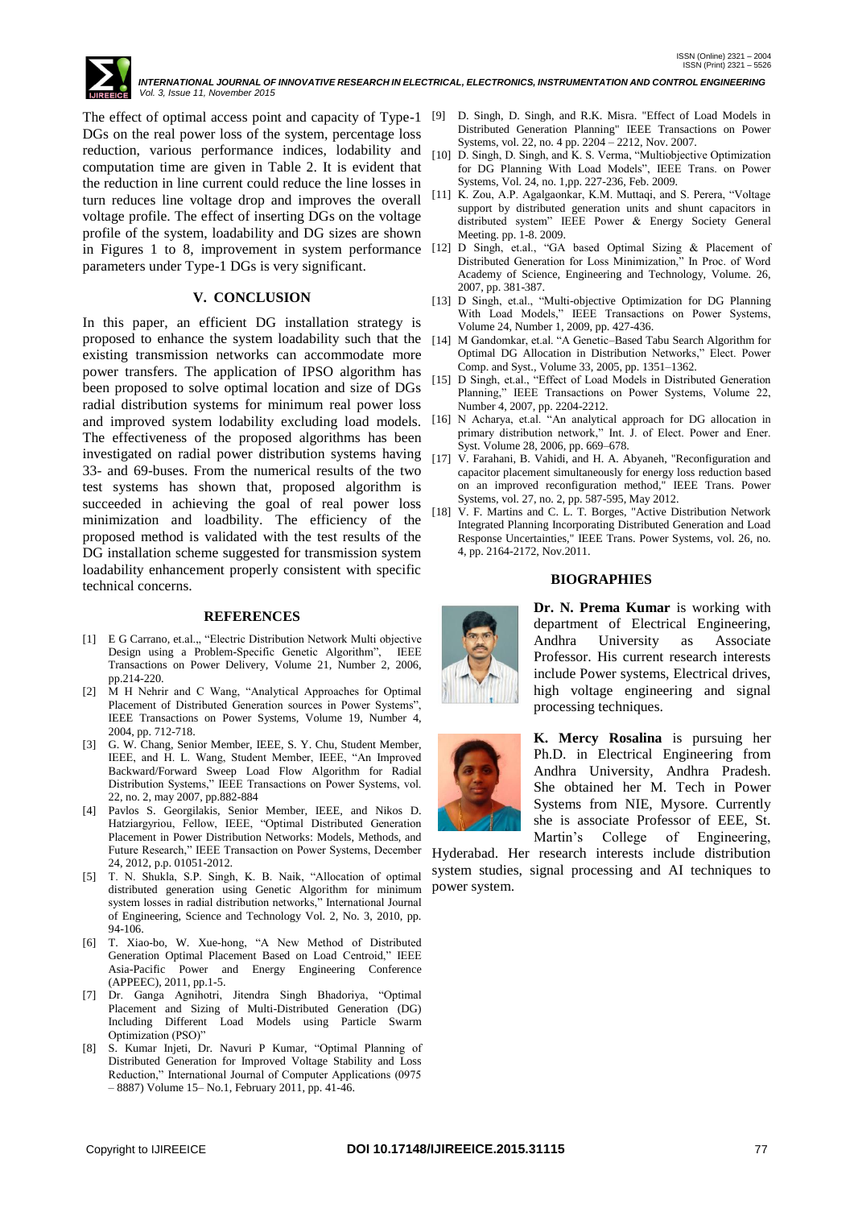The effect of optimal access point and capacity of Type-1 DGs on the real power loss of the system, percentage loss reduction, various performance indices, lodability and computation time are given in Table 2. It is evident that the reduction in line current could reduce the line losses in turn reduces line voltage drop and improves the overall voltage profile. The effect of inserting DGs on the voltage profile of the system, loadability and DG sizes are shown in Figures 1 to 8, improvement in system performance parameters under Type-1 DGs is very significant.

## V. CONCLUSION

In this paper, an efficient DG installation strategy is proposed to enhance the system loadability such that the existing transmission networks can accommodate more power transfers. The application of IPSO algorithm has been proposed to solve optimal location and size of DGs radial distribution systems for minimum real power loss and improved system lodability excluding load models. The effectiveness of the proposed algorithms has been investigated on radial power distribution systems having 33- and 69-buses. From the numerical results of the two test systems has shown that, proposed algorithm is succeeded in achieving the goal of real power loss minimization and loadbility. The efficiency of the proposed method is validated with the test results of the DG installation scheme suggested for transmission system loadability enhancement properly consistent with specific technical concerns.

## REFERENCES

[1] E G Carrano, et.al.„ "Electric Distribution Network Multi objective Design using a Problem-Specific Genetic Algorithm", IEEE Transactions on Power Delivery, Volume 21, Number 2, 2006, pp.214-220.

[2] M H Nehrir and C Wang, "Analytical Approaches for Optimal Placement of Distributed Generation sources in Power Systems", IEEE Transactions on Power Systems, Volume 19, Number 4, 2004, pp. 712-718.

[3] G. W. Chang, Senior Member, IEEE, S. Y. Chu, Student Member, IEEE, and H. L. Wang, Student Member, IEEE, "An Improved Backward/Forward Sweep Load Flow Algorithm for Radial Distribution Systems," IEEE Transactions on Power Systems, vol. 22, no. 2, may 2007, pp.882-884

[4] Pavlos S. Georgilakis, Senior Member, IEEE, and Nikos D. Hatziargyriou, Fellow, IEEE, "Optimal Distributed Generation Placement in Power Distribution Networks: Models, Methods, and Future Research," IEEE Transaction on Power Systems, December 24, 2012, p.p. 01051-2012.

[5] T. N. Shukla, S.P. Singh, K. B. Naik, "Allocation of optimal distributed generation using Genetic Algorithm for minimum system losses in radial distribution networks," International Journal of Engineering, Science and Technology Vol. 2, No. 3, 2010, pp. 94-106.

[6] T. Xiao-bo, W. Xue-hong, "A New Method of Distributed Generation Optimal Placement Based on Load Centroid," IEEE Asia-Pacific Power and Energy Engineering Conference (APPEEC), 2011, pp.1-5.

[7] Dr. Ganga Agnihotri, Jitendra Singh Bhadoriya, "Optimal Placement and Sizing of Multi-Distributed Generation (DG) Including Different Load Models using Particle Swarm Optimization (PSO)"

[8] S. Kumar Injeti, Dr. Navuri P Kumar, "Optimal Planning of Distributed Generation for Improved Voltage Stability and Loss Reduction," International Journal of Computer Applications (0975 – 8887) Volume 15– No.1, February 2011, pp. 41-46.

[9] D. Singh, D. Singh, and R.K. Misra. "Effect of Load Models in Distributed Generation Planning" IEEE Transactions on Power Systems, vol. 22, no. 4 pp. 2204 – 2212, Nov. 2007.

[10] D. Singh, D. Singh, and K. S. Verma, "Multiobjective Optimization for DG Planning With Load Models", IEEE Trans. on Power Systems, Vol. 24, no. 1,pp. 227-236, Feb. 2009.

[11] K. Zou, A.P. Agalgaonkar, K.M. Muttaqi, and S. Perera, "Voltage support by distributed generation units and shunt capacitors in distributed system" IEEE Power & Energy Society General Meeting. pp. 1-8. 2009.

[12] D Singh, et.al., "GA based Optimal Sizing & Placement of Distributed Generation for Loss Minimization," In Proc. of Word Academy of Science, Engineering and Technology, Volume. 26, 2007, pp. 381-387.

[13] D Singh, et.al., "Multi-objective Optimization for DG Planning With Load Models," IEEE Transactions on Power Systems, Volume 24, Number 1, 2009, pp. 427-436.

[14] M Gandomkar, et.al. "A Genetic–Based Tabu Search Algorithm for Optimal DG Allocation in Distribution Networks," Elect. Power Comp. and Syst., Volume 33, 2005, pp. 1351–1362.

[15] D Singh, et.al., "Effect of Load Models in Distributed Generation Planning," IEEE Transactions on Power Systems, Volume 22, Number 4, 2007, pp. 2204-2212.

[16] N Acharya, et.al. "An analytical approach for DG allocation in primary distribution network," Int. J. of Elect. Power and Ener. Syst. Volume 28, 2006, pp. 669–678.

[17] V. Farahani, B. Vahidi, and H. A. Abyaneh, "Reconfiguration and capacitor placement simultaneously for energy loss reduction based on an improved reconfiguration method," IEEE Trans. Power Systems, vol. 27, no. 2, pp. 587-595, May 2012.

[18] V. F. Martins and C. L. T. Borges, "Active Distribution Network Integrated Planning Incorporating Distributed Generation and Load Response Uncertainties," IEEE Trans. Power Systems, vol. 26, no. 4, pp. 2164-2172, Nov.2011.

## BIOGRAPHIES

**Dr. N. Prema Kumar** is working with department of Electrical Engineering, Andhra University as Associate Professor. His current research interests include Power systems, Electrical drives, high voltage engineering and signal processing techniques.

**K. Mercy Rosalina** is pursuing her Ph.D. in Electrical Engineering from Andhra University, Andhra Pradesh. She obtained her M. Tech in Power Systems from NIE, Mysore. Currently she is associate Professor of EEE, St. Martin's College of Engineering, Hyderabad. Her research interests include distribution system studies, signal processing and AI techniques to power system.